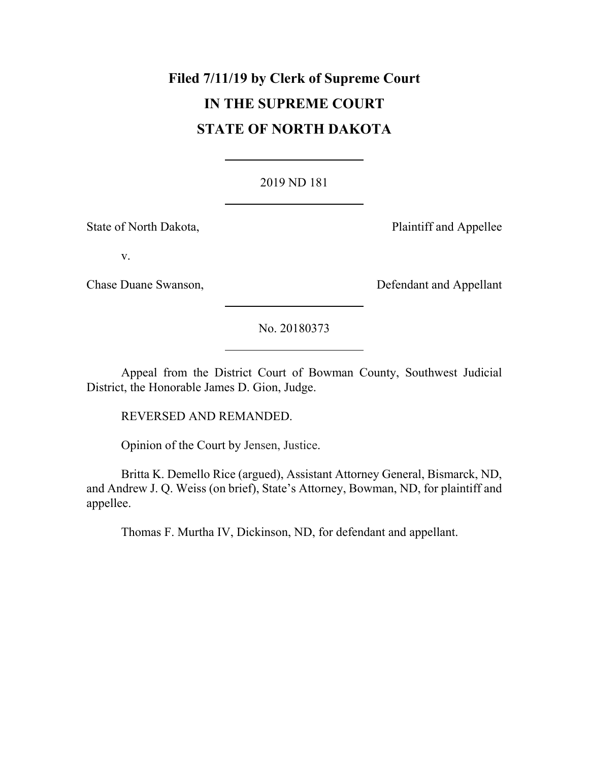**Filed 7/11/19 by Clerk of Supreme Court**

**IN THE SUPREME COURT**

**STATE OF NORTH DAKOTA**

---

2019 ND 181

---

State of North Dakota, Plaintiff and Appellee

v.

Chase Duane Swanson, Defendant and Appellant

---

No. 20180373

---

Appeal from the District Court of Bowman County, Southwest Judicial District, the Honorable James D. Gion, Judge.

REVERSED AND REMANDED.

Opinion of the Court by Jensen, Justice.

Britta K. Demello Rice (argued), Assistant Attorney General, Bismarck, ND, and Andrew J. Q. Weiss (on brief), State's Attorney, Bowman, ND, for plaintiff and appellee.

Thomas F. Murtha IV, Dickinson, ND, for defendant and appellant.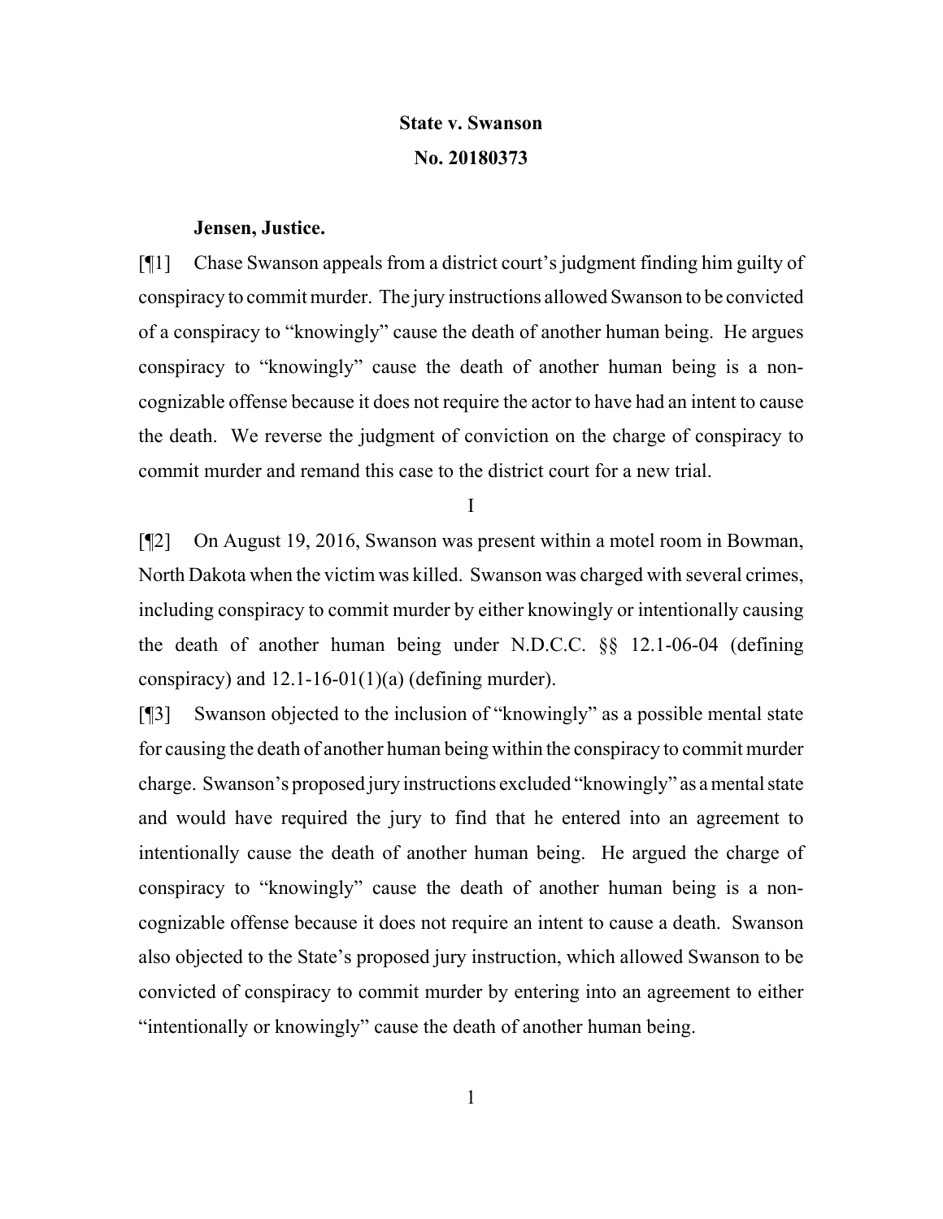**State v. Swanson**

**No. 20180373**

**Jensen, Justice.**

[¶1] Chase Swanson appeals from a district court's judgment finding him guilty of conspiracy to commit murder. The jury instructions allowed Swanson to be convicted of a conspiracy to "knowingly" cause the death of another human being. He argues conspiracy to "knowingly" cause the death of another human being is a non-cognizable offense because it does not require the actor to have had an intent to cause the death. We reverse the judgment of conviction on the charge of conspiracy to commit murder and remand this case to the district court for a new trial.

I

[¶2] On August 19, 2016, Swanson was present within a motel room in Bowman, North Dakota when the victim was killed. Swanson was charged with several crimes, including conspiracy to commit murder by either knowingly or intentionally causing the death of another human being under N.D.C.C. §§ 12.1-06-04 (defining conspiracy) and 12.1-16-01(1)(a) (defining murder).

[¶3] Swanson objected to the inclusion of "knowingly" as a possible mental state for causing the death of another human being within the conspiracy to commit murder charge. Swanson's proposed jury instructions excluded "knowingly" as a mental state and would have required the jury to find that he entered into an agreement to intentionally cause the death of another human being. He argued the charge of conspiracy to "knowingly" cause the death of another human being is a non-cognizable offense because it does not require an intent to cause a death. Swanson also objected to the State's proposed jury instruction, which allowed Swanson to be convicted of conspiracy to commit murder by entering into an agreement to either "intentionally or knowingly" cause the death of another human being.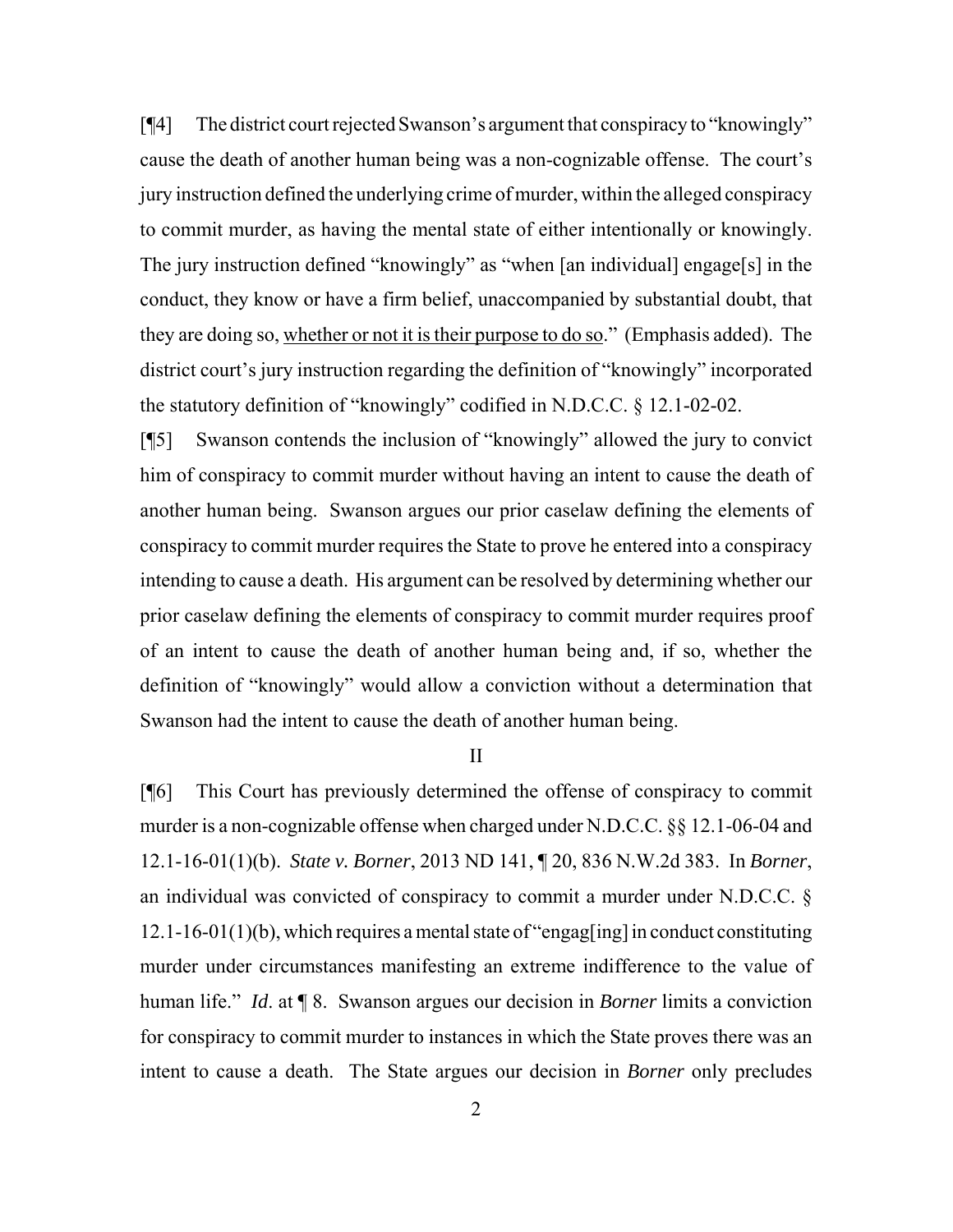[¶4] The district court rejected Swanson's argument that conspiracy to "knowingly" cause the death of another human being was a non-cognizable offense. The court's jury instruction defined the underlying crime of murder, within the alleged conspiracy to commit murder, as having the mental state of either intentionally or knowingly. The jury instruction defined "knowingly" as "when [an individual] engage[s] in the conduct, they know or have a firm belief, unaccompanied by substantial doubt, that they are doing so, <u>whether or not it is their purpose to do so</u>." (Emphasis added). The district court's jury instruction regarding the definition of "knowingly" incorporated the statutory definition of "knowingly" codified in N.D.C.C. § 12.1-02-02.

[¶5] Swanson contends the inclusion of "knowingly" allowed the jury to convict him of conspiracy to commit murder without having an intent to cause the death of another human being. Swanson argues our prior caselaw defining the elements of conspiracy to commit murder requires the State to prove he entered into a conspiracy intending to cause a death. His argument can be resolved by determining whether our prior caselaw defining the elements of conspiracy to commit murder requires proof of an intent to cause the death of another human being and, if so, whether the definition of "knowingly" would allow a conviction without a determination that Swanson had the intent to cause the death of another human being.

II

[¶6] This Court has previously determined the offense of conspiracy to commit murder is a non-cognizable offense when charged under N.D.C.C. §§ 12.1-06-04 and 12.1-16-01(1)(b). *State v. Borner*, 2013 ND 141, ¶ 20, 836 N.W.2d 383. In *Borner*, an individual was convicted of conspiracy to commit a murder under N.D.C.C. § 12.1-16-01(1)(b), which requires a mental state of "engag[ing] in conduct constituting murder under circumstances manifesting an extreme indifference to the value of human life." *Id*. at ¶ 8. Swanson argues our decision in *Borner* limits a conviction for conspiracy to commit murder to instances in which the State proves there was an intent to cause a death. The State argues our decision in *Borner* only precludes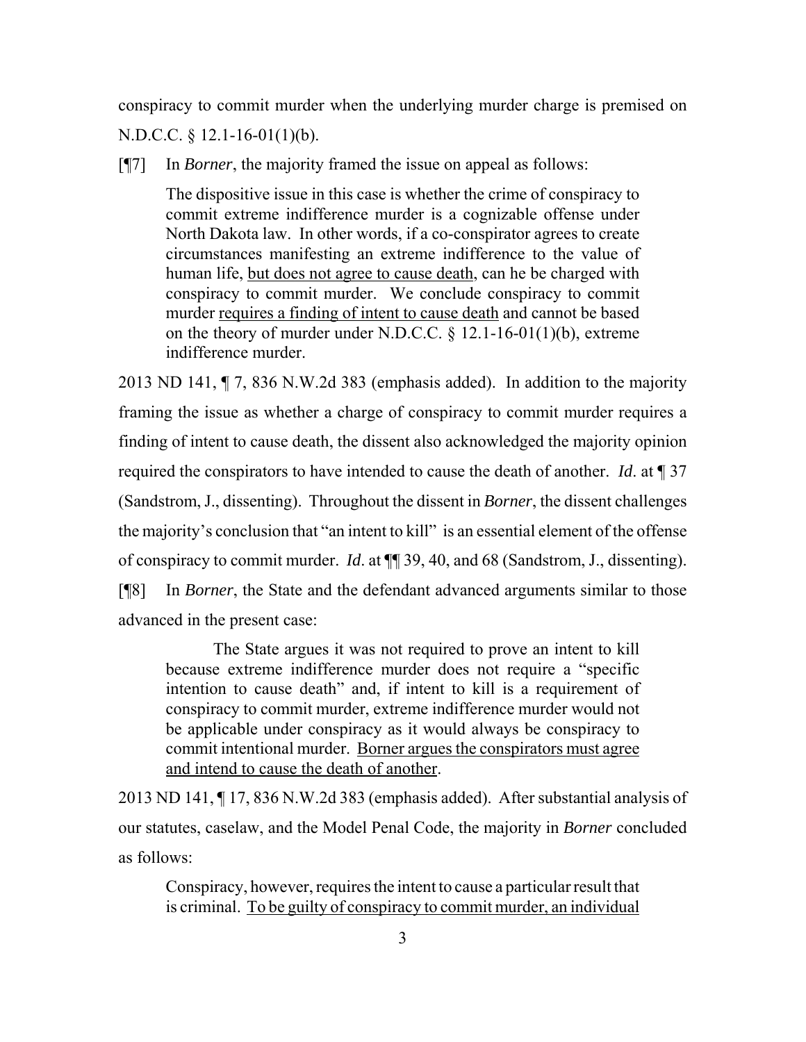conspiracy to commit murder when the underlying murder charge is premised on N.D.C.C. § 12.1-16-01(1)(b).

[¶7] In *Borner*, the majority framed the issue on appeal as follows:

> The dispositive issue in this case is whether the crime of conspiracy to commit extreme indifference murder is a cognizable offense under North Dakota law. In other words, if a co-conspirator agrees to create circumstances manifesting an extreme indifference to the value of human life, <u>but does not agree to cause death</u>, can he be charged with conspiracy to commit murder. We conclude conspiracy to commit murder <u>requires a finding of intent to cause death</u> and cannot be based on the theory of murder under N.D.C.C. § 12.1-16-01(1)(b), extreme indifference murder.

2013 ND 141, ¶ 7, 836 N.W.2d 383 (emphasis added). In addition to the majority framing the issue as whether a charge of conspiracy to commit murder requires a finding of intent to cause death, the dissent also acknowledged the majority opinion required the conspirators to have intended to cause the death of another. *Id*. at ¶ 37 (Sandstrom, J., dissenting). Throughout the dissent in *Borner*, the dissent challenges the majority's conclusion that "an intent to kill" is an essential element of the offense of conspiracy to commit murder. *Id*. at ¶¶ 39, 40, and 68 (Sandstrom, J., dissenting).

[¶8] In *Borner*, the State and the defendant advanced arguments similar to those advanced in the present case:

> The State argues it was not required to prove an intent to kill because extreme indifference murder does not require a "specific intention to cause death" and, if intent to kill is a requirement of conspiracy to commit murder, extreme indifference murder would not be applicable under conspiracy as it would always be conspiracy to commit intentional murder. <u>Borner argues the conspirators must agree and intend to cause the death of another</u>.

2013 ND 141, ¶ 17, 836 N.W.2d 383 (emphasis added). After substantial analysis of our statutes, caselaw, and the Model Penal Code, the majority in *Borner* concluded as follows:

> Conspiracy, however, requires the intent to cause a particular result that is criminal. <u>To be guilty of conspiracy to commit murder, an individual</u>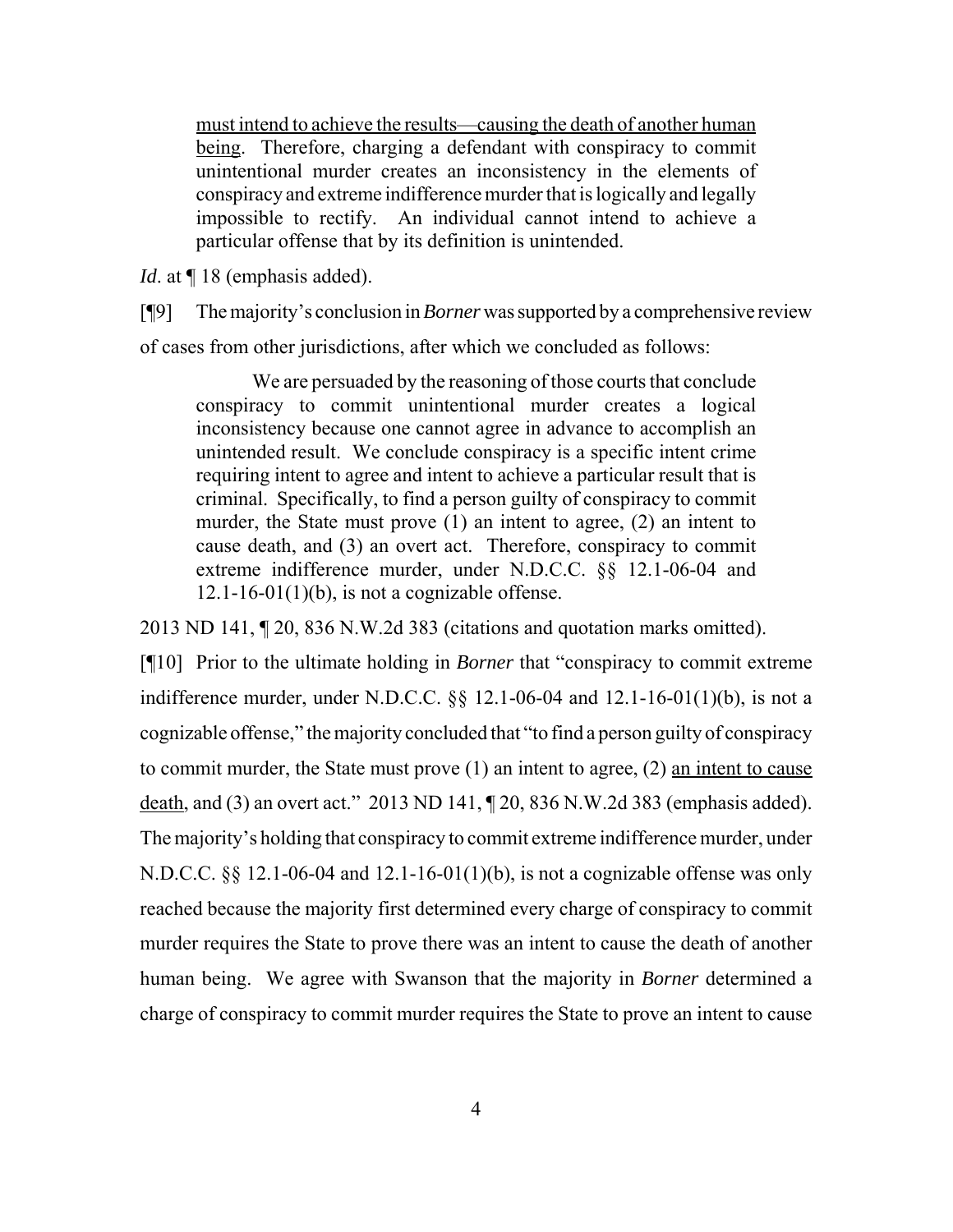> must intend to achieve the results—causing the death of another human being. Therefore, charging a defendant with conspiracy to commit unintentional murder creates an inconsistency in the elements of conspiracy and extreme indifference murder that is logically and legally impossible to rectify. An individual cannot intend to achieve a particular offense that by its definition is unintended.

*Id*. at ¶ 18 (emphasis added).

[¶9] The majority's conclusion in *Borner* was supported by a comprehensive review of cases from other jurisdictions, after which we concluded as follows:

> We are persuaded by the reasoning of those courts that conclude conspiracy to commit unintentional murder creates a logical inconsistency because one cannot agree in advance to accomplish an unintended result. We conclude conspiracy is a specific intent crime requiring intent to agree and intent to achieve a particular result that is criminal. Specifically, to find a person guilty of conspiracy to commit murder, the State must prove (1) an intent to agree, (2) an intent to cause death, and (3) an overt act. Therefore, conspiracy to commit extreme indifference murder, under N.D.C.C. §§ 12.1-06-04 and 12.1-16-01(1)(b), is not a cognizable offense.

2013 ND 141, ¶ 20, 836 N.W.2d 383 (citations and quotation marks omitted).

[¶10] Prior to the ultimate holding in *Borner* that "conspiracy to commit extreme indifference murder, under N.D.C.C. §§ 12.1-06-04 and 12.1-16-01(1)(b), is not a cognizable offense," the majority concluded that "to find a person guilty of conspiracy to commit murder, the State must prove (1) an intent to agree, (2) an intent to cause death, and (3) an overt act." 2013 ND 141, ¶ 20, 836 N.W.2d 383 (emphasis added). The majority's holding that conspiracy to commit extreme indifference murder, under N.D.C.C. §§ 12.1-06-04 and 12.1-16-01(1)(b), is not a cognizable offense was only reached because the majority first determined every charge of conspiracy to commit murder requires the State to prove there was an intent to cause the death of another human being. We agree with Swanson that the majority in *Borner* determined a charge of conspiracy to commit murder requires the State to prove an intent to cause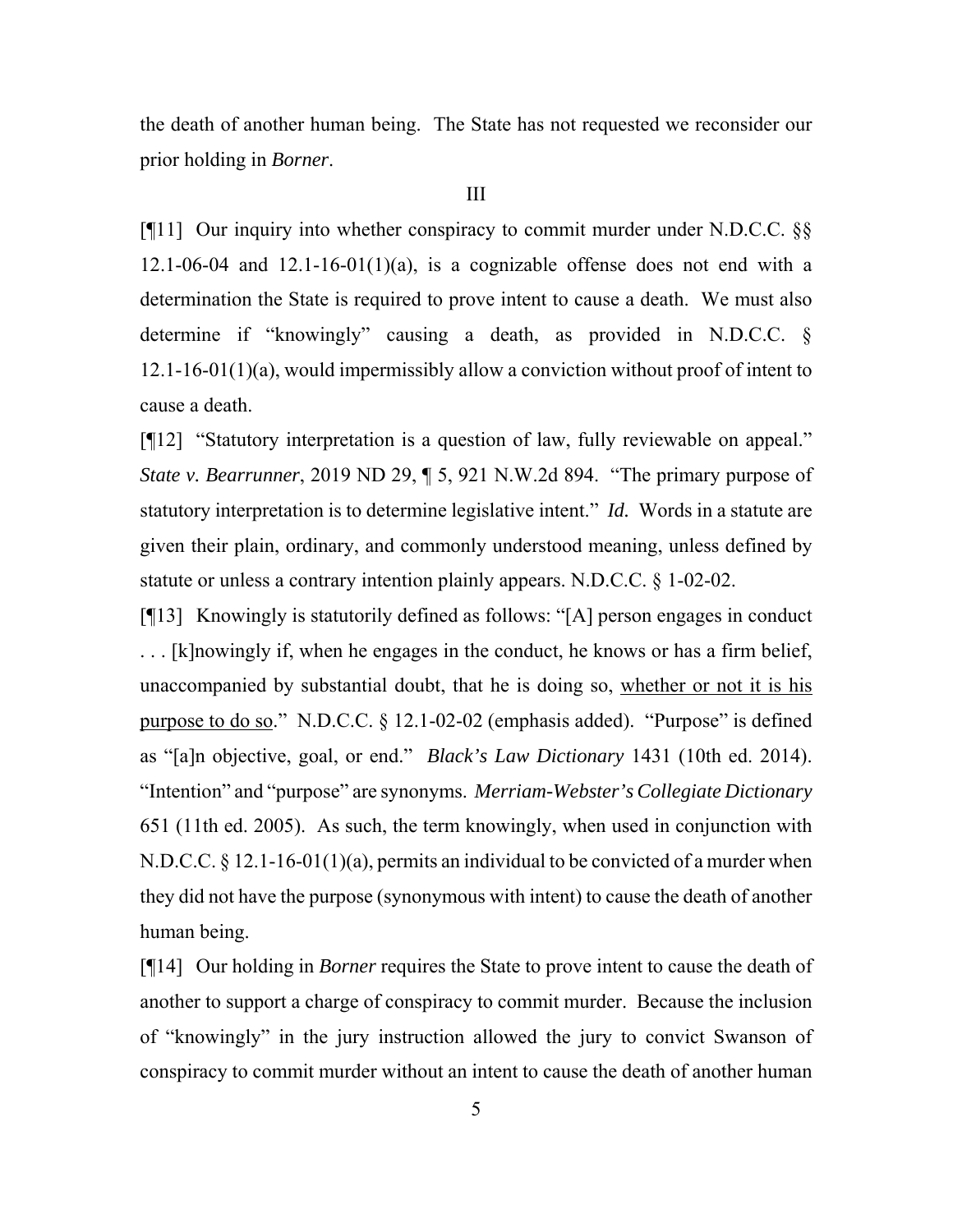the death of another human being. The State has not requested we reconsider our prior holding in *Borner*.

III

[¶11] Our inquiry into whether conspiracy to commit murder under N.D.C.C. §§ 12.1-06-04 and 12.1-16-01(1)(a), is a cognizable offense does not end with a determination the State is required to prove intent to cause a death. We must also determine if "knowingly" causing a death, as provided in N.D.C.C. § 12.1-16-01(1)(a), would impermissibly allow a conviction without proof of intent to cause a death.

[¶12] "Statutory interpretation is a question of law, fully reviewable on appeal." *State v. Bearrunner*, 2019 ND 29, ¶ 5, 921 N.W.2d 894. "The primary purpose of statutory interpretation is to determine legislative intent." *Id.* Words in a statute are given their plain, ordinary, and commonly understood meaning, unless defined by statute or unless a contrary intention plainly appears. N.D.C.C. § 1-02-02.

[¶13] Knowingly is statutorily defined as follows: "[A] person engages in conduct . . . [k]nowingly if, when he engages in the conduct, he knows or has a firm belief, unaccompanied by substantial doubt, that he is doing so, <u>whether or not it is his purpose to do so</u>." N.D.C.C. § 12.1-02-02 (emphasis added). "Purpose" is defined as "[a]n objective, goal, or end." *Black's Law Dictionary* 1431 (10th ed. 2014). "Intention" and "purpose" are synonyms. *Merriam-Webster's Collegiate Dictionary* 651 (11th ed. 2005). As such, the term knowingly, when used in conjunction with N.D.C.C. § 12.1-16-01(1)(a), permits an individual to be convicted of a murder when they did not have the purpose (synonymous with intent) to cause the death of another human being.

[¶14] Our holding in *Borner* requires the State to prove intent to cause the death of another to support a charge of conspiracy to commit murder. Because the inclusion of "knowingly" in the jury instruction allowed the jury to convict Swanson of conspiracy to commit murder without an intent to cause the death of another human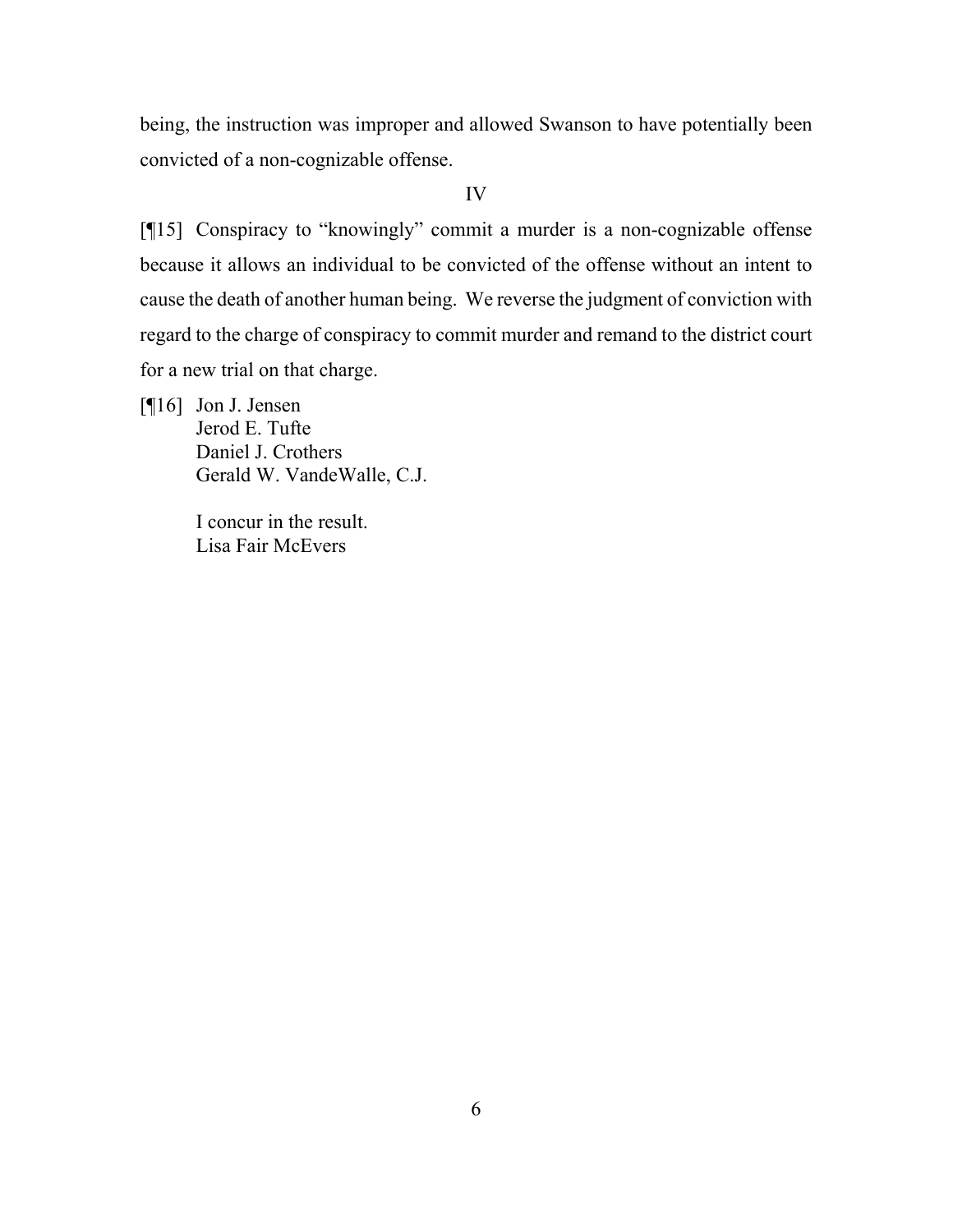being, the instruction was improper and allowed Swanson to have potentially been convicted of a non-cognizable offense.

IV

[¶15] Conspiracy to "knowingly" commit a murder is a non-cognizable offense because it allows an individual to be convicted of the offense without an intent to cause the death of another human being. We reverse the judgment of conviction with regard to the charge of conspiracy to commit murder and remand to the district court for a new trial on that charge.

[¶16] Jon J. Jensen
Jerod E. Tufte
Daniel J. Crothers
Gerald W. VandeWalle, C.J.

I concur in the result.
Lisa Fair McEvers